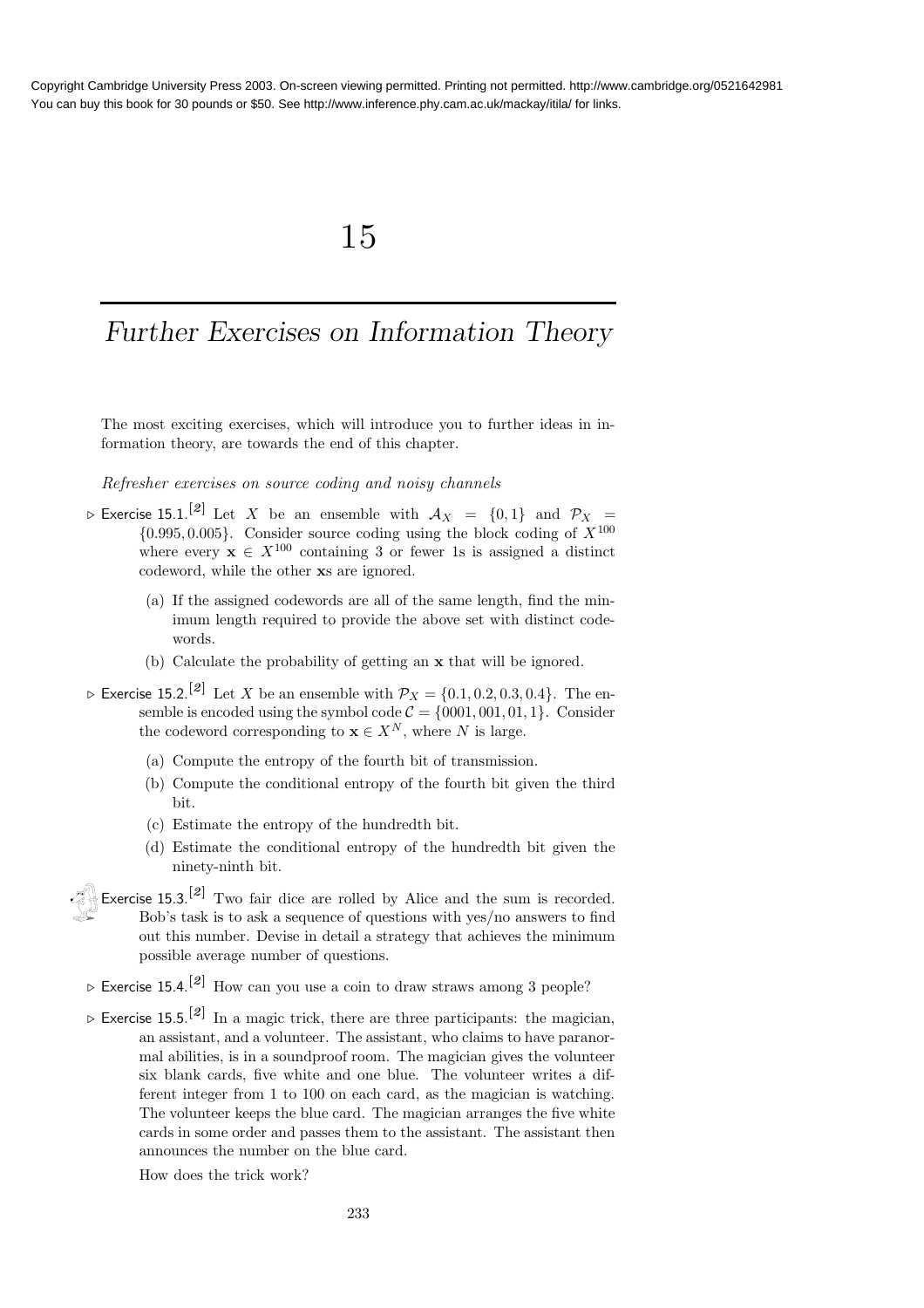# 15

# *Further Exercises on Information Theory*

The most exciting exercises, which will introduce you to further ideas in information theory, are towards the end of this chapter.

*Refresher exercises on source coding and noisy channels*

▷ Exercise 15.1.[2] Let $X$ be an ensemble with $\mathcal{A}_X = \{0, 1\}$ and $\mathcal{P}_X = \{0.995, 0.005\}$. Consider source coding using the block coding of $X^{100}$ where every $\mathbf{x} \in X^{100}$ containing 3 or fewer 1s is assigned a distinct codeword, while the other $\mathbf{x}$s are ignored.

(a) If the assigned codewords are all of the same length, find the minimum length required to provide the above set with distinct codewords.

(b) Calculate the probability of getting an $\mathbf{x}$ that will be ignored.

▷ Exercise 15.2.[2] Let $X$ be an ensemble with $\mathcal{P}_X = \{0.1, 0.2, 0.3, 0.4\}$. The ensemble is encoded using the symbol code $\mathcal{C} = \{0001, 001, 01, 1\}$. Consider the codeword corresponding to $\mathbf{x} \in X^N$, where $N$ is large.

(a) Compute the entropy of the fourth bit of transmission.

(b) Compute the conditional entropy of the fourth bit given the third bit.

(c) Estimate the entropy of the hundredth bit.

(d) Estimate the conditional entropy of the hundredth bit given the ninety-ninth bit.

Exercise 15.3.[2] Two fair dice are rolled by Alice and the sum is recorded. Bob's task is to ask a sequence of questions with yes/no answers to find out this number. Devise in detail a strategy that achieves the minimum possible average number of questions.

▷ Exercise 15.4.[2] How can you use a coin to draw straws among 3 people?

▷ Exercise 15.5.[2] In a magic trick, there are three participants: the magician, an assistant, and a volunteer. The assistant, who claims to have paranormal abilities, is in a soundproof room. The magician gives the volunteer six blank cards, five white and one blue. The volunteer writes a different integer from 1 to 100 on each card, as the magician is watching. The volunteer keeps the blue card. The magician arranges the five white cards in some order and passes them to the assistant. The assistant then announces the number on the blue card.

How does the trick work?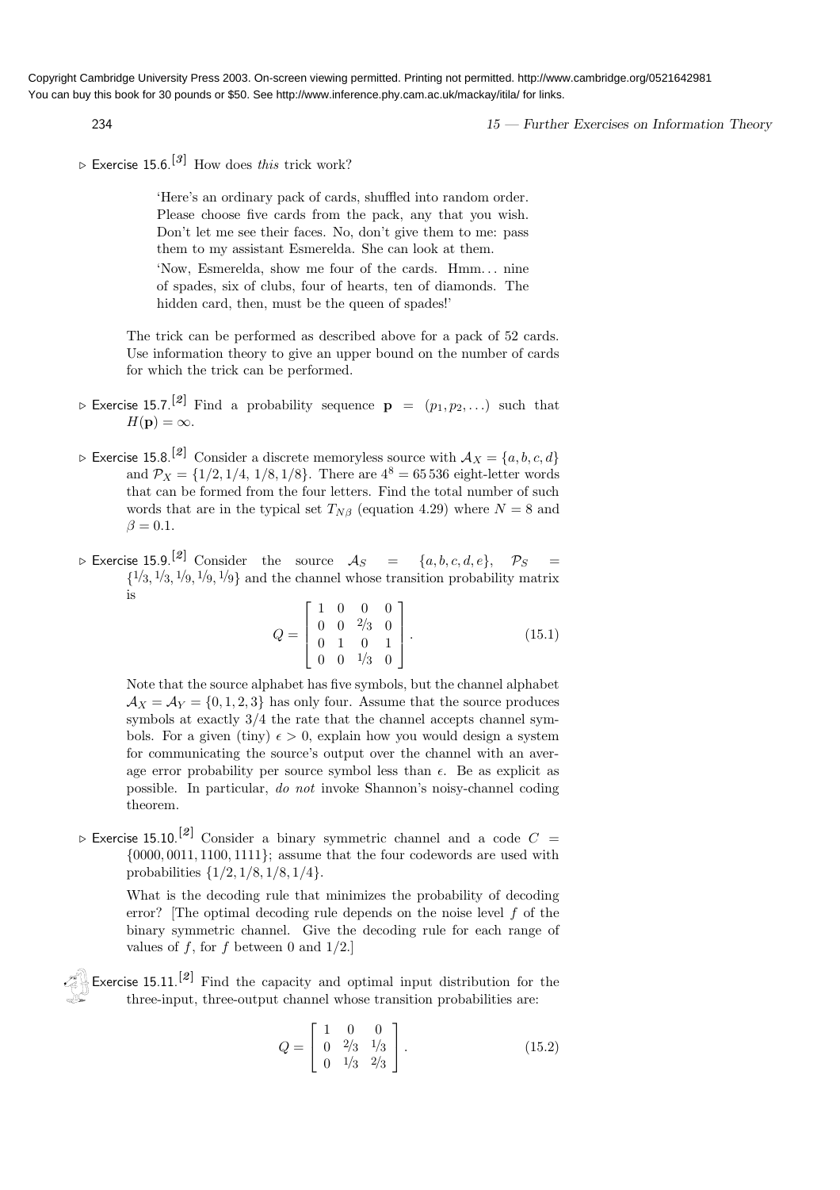▷ Exercise 15.6.[3] How does *this* trick work?

> 'Here's an ordinary pack of cards, shuffled into random order. Please choose five cards from the pack, any that you wish. Don't let me see their faces. No, don't give them to me: pass them to my assistant Esmerelda. She can look at them.
>
> 'Now, Esmerelda, show me four of the cards. Hmm... nine of spades, six of clubs, four of hearts, ten of diamonds. The hidden card, then, must be the queen of spades!'

The trick can be performed as described above for a pack of 52 cards. Use information theory to give an upper bound on the number of cards for which the trick can be performed.

▷ Exercise 15.7.[2] Find a probability sequence $\mathbf{p} = (p_1, p_2, \ldots)$ such that $H(\mathbf{p}) = \infty$.

▷ Exercise 15.8.[2] Consider a discrete memoryless source with $\mathcal{A}_X = \{a, b, c, d\}$ and $\mathcal{P}_X = \{1/2, 1/4, 1/8, 1/8\}$. There are $4^8 = 65\,536$ eight-letter words that can be formed from the four letters. Find the total number of such words that are in the typical set $T_{N\beta}$ (equation 4.29) where $N = 8$ and $\beta = 0.1$.

▷ Exercise 15.9.[2] Consider the source $\mathcal{A}_S = \{a, b, c, d, e\}$, $\mathcal{P}_S = \{1/3, 1/3, 1/9, 1/9, 1/9\}$ and the channel whose transition probability matrix is

$$Q = \begin{bmatrix} 1 & 0 & 0 & 0 \\ 0 & 0 & 2/3 & 0 \\ 0 & 1 & 0 & 1 \\ 0 & 0 & 1/3 & 0 \end{bmatrix}. \tag{15.1}$$

Note that the source alphabet has five symbols, but the channel alphabet $\mathcal{A}_X = \mathcal{A}_Y = \{0, 1, 2, 3\}$ has only four. Assume that the source produces symbols at exactly 3/4 the rate that the channel accepts channel symbols. For a given (tiny) $\epsilon > 0$, explain how you would design a system for communicating the source's output over the channel with an average error probability per source symbol less than $\epsilon$. Be as explicit as possible. In particular, *do not* invoke Shannon's noisy-channel coding theorem.

▷ Exercise 15.10.[2] Consider a binary symmetric channel and a code $C = \{0000, 0011, 1100, 1111\}$; assume that the four codewords are used with probabilities $\{1/2, 1/8, 1/8, 1/4\}$.

What is the decoding rule that minimizes the probability of decoding error? [The optimal decoding rule depends on the noise level $f$ of the binary symmetric channel. Give the decoding rule for each range of values of $f$, for $f$ between 0 and 1/2.]

Exercise 15.11.[2] Find the capacity and optimal input distribution for the three-input, three-output channel whose transition probabilities are:

$$Q = \begin{bmatrix} 1 & 0 & 0 \\ 0 & 2/3 & 1/3 \\ 0 & 1/3 & 2/3 \end{bmatrix}. \tag{15.2}$$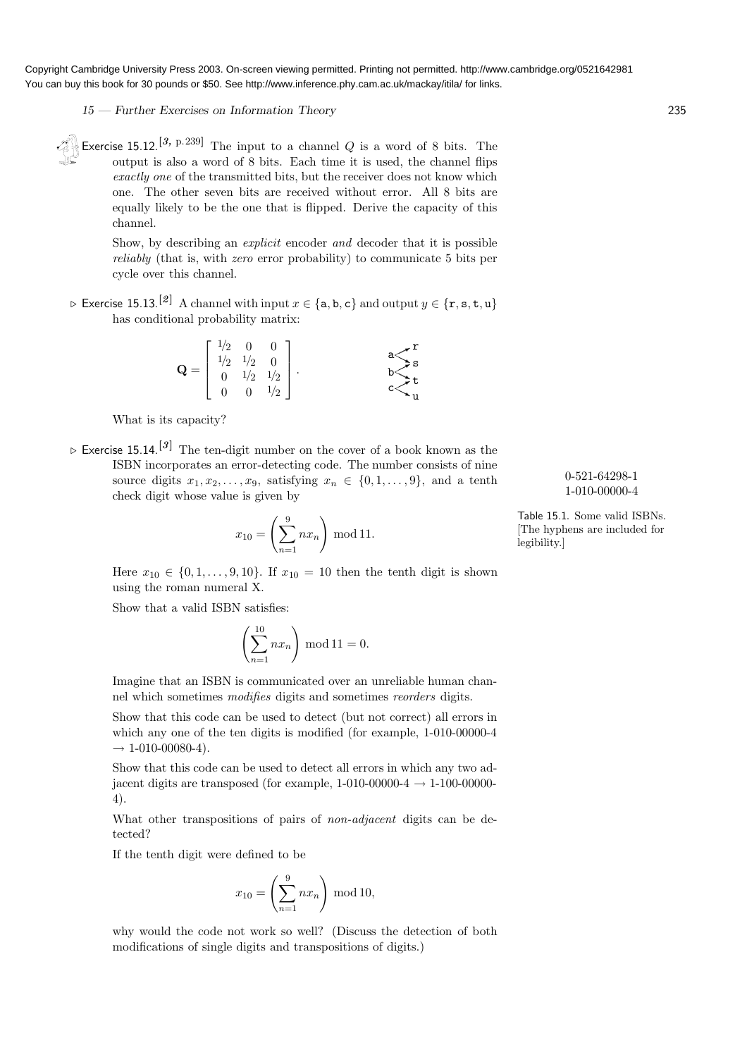Exercise 15.12.[3, p.239] The input to a channel $Q$ is a word of 8 bits. The output is also a word of 8 bits. Each time it is used, the channel flips *exactly one* of the transmitted bits, but the receiver does not know which one. The other seven bits are received without error. All 8 bits are equally likely to be the one that is flipped. Derive the capacity of this channel.

Show, by describing an *explicit* encoder *and* decoder that it is possible *reliably* (that is, with *zero* error probability) to communicate 5 bits per cycle over this channel.

▷ Exercise 15.13.[2] A channel with input $x \in \{\mathtt{a}, \mathtt{b}, \mathtt{c}\}$ and output $y \in \{\mathtt{r}, \mathtt{s}, \mathtt{t}, \mathtt{u}\}$ has conditional probability matrix:

$$\mathbf{Q} = \begin{bmatrix} 1/2 & 0 & 0 \\ 1/2 & 1/2 & 0 \\ 0 & 1/2 & 1/2 \\ 0 & 0 & 1/2 \end{bmatrix}.$$

What is its capacity?

▷ Exercise 15.14.[3] The ten-digit number on the cover of a book known as the ISBN incorporates an error-detecting code. The number consists of nine source digits $x_1, x_2, \ldots, x_9$, satisfying $x_n \in \{0, 1, \ldots, 9\}$, and a tenth check digit whose value is given by

$$x_{10} = \left( \sum_{n=1}^{9} n x_n \right) \bmod 11.$$

Here $x_{10} \in \{0, 1, \ldots, 9, 10\}$. If $x_{10} = 10$ then the tenth digit is shown using the roman numeral X.

| |
|---|
| 0-521-64298-1 |
| 1-010-00000-4 |

Table 15.1. Some valid ISBNs. [The hyphens are included for legibility.]

Show that a valid ISBN satisfies:

$$\left( \sum_{n=1}^{10} n x_n \right) \bmod 11 = 0.$$

Imagine that an ISBN is communicated over an unreliable human channel which sometimes *modifies* digits and sometimes *reorders* digits.

Show that this code can be used to detect (but not correct) all errors in which any one of the ten digits is modified (for example, 1-010-00000-4 → 1-010-00080-4).

Show that this code can be used to detect all errors in which any two adjacent digits are transposed (for example, 1-010-00000-4 → 1-100-00000-4).

What other transpositions of pairs of *non-adjacent* digits can be detected?

If the tenth digit were defined to be

$$x_{10} = \left( \sum_{n=1}^{9} n x_n \right) \bmod 10,$$

why would the code not work so well? (Discuss the detection of both modifications of single digits and transpositions of digits.)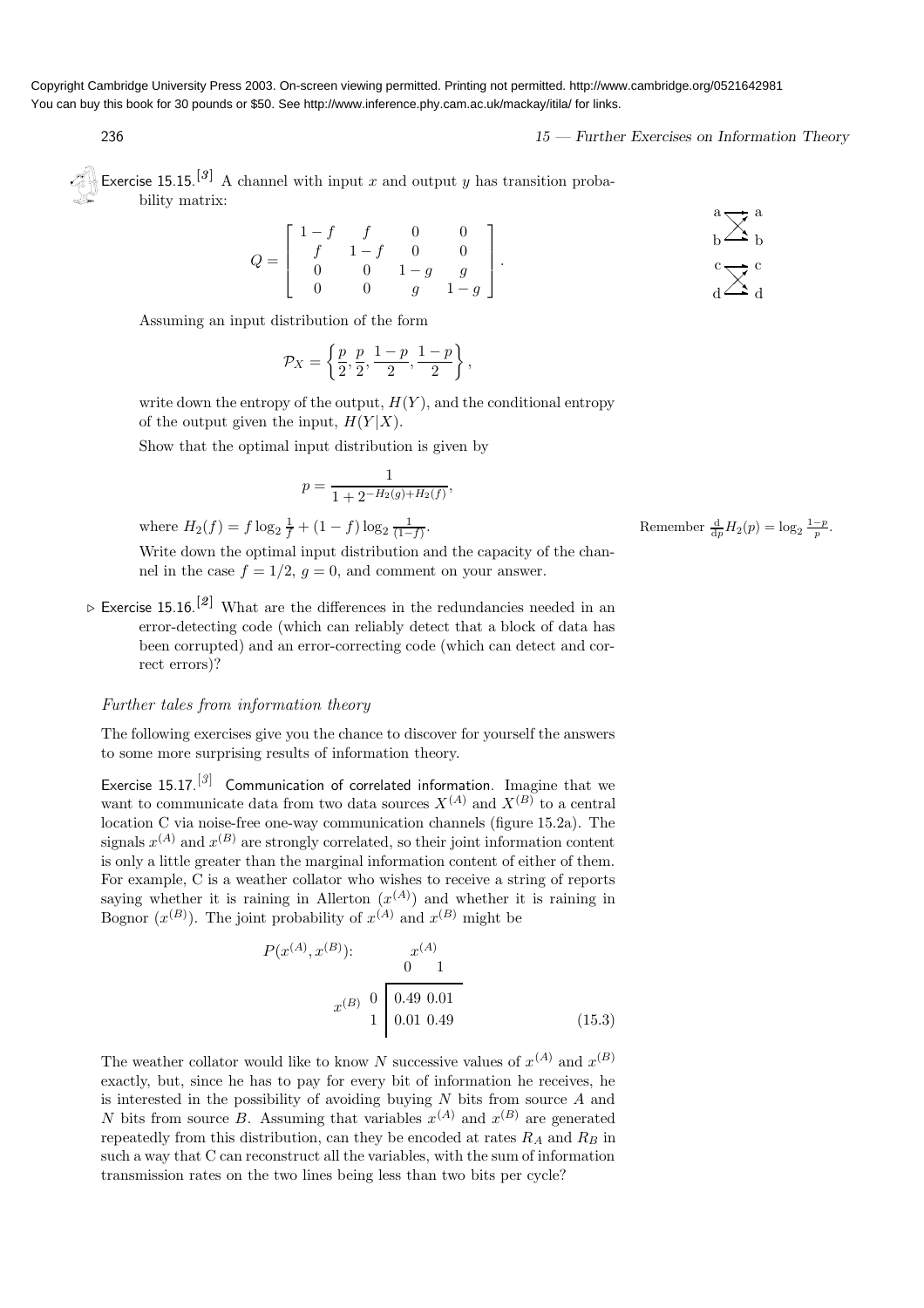Copyright Cambridge University Press 2003. On-screen viewing permitted. Printing not permitted. http://www.cambridge.org/0521642981
You can buy this book for 30 pounds or $50. See http://www.inference.phy.cam.ac.uk/mackay/itila/ for links.

Exercise 15.15.[3] A channel with input $x$ and output $y$ has transition probability matrix:

$$Q = \begin{bmatrix} 1-f & f & 0 & 0 \\ f & 1-f & 0 & 0 \\ 0 & 0 & 1-g & g \\ 0 & 0 & g & 1-g \end{bmatrix}.$$

Assuming an input distribution of the form

$$\mathcal{P}_X = \left\{ \frac{p}{2}, \frac{p}{2}, \frac{1-p}{2}, \frac{1-p}{2} \right\},$$

write down the entropy of the output, $H(Y)$, and the conditional entropy of the output given the input, $H(Y|X)$.

Show that the optimal input distribution is given by

$$p = \frac{1}{1 + 2^{-H_2(g)+H_2(f)}},$$

where $H_2(f) = f \log_2 \frac{1}{f} + (1-f) \log_2 \frac{1}{(1-f)}$.

Remember $\frac{\mathrm{d}}{\mathrm{d}p} H_2(p) = \log_2 \frac{1-p}{p}$.

Write down the optimal input distribution and the capacity of the channel in the case $f = 1/2$, $g = 0$, and comment on your answer.

▷ Exercise 15.16.[2] What are the differences in the redundancies needed in an error-detecting code (which can reliably detect that a block of data has been corrupted) and an error-correcting code (which can detect and correct errors)?

### *Further tales from information theory*

The following exercises give you the chance to discover for yourself the answers to some more surprising results of information theory.

Exercise 15.17.[3] **Communication of correlated information.** Imagine that we want to communicate data from two data sources $X^{(A)}$ and $X^{(B)}$ to a central location C via noise-free one-way communication channels (figure 15.2a). The signals $x^{(A)}$ and $x^{(B)}$ are strongly correlated, so their joint information content is only a little greater than the marginal information content of either of them. For example, C is a weather collator who wishes to receive a string of reports saying whether it is raining in Allerton ($x^{(A)}$) and whether it is raining in Bognor ($x^{(B)}$). The joint probability of $x^{(A)}$ and $x^{(B)}$ might be

$P(x^{(A)}, x^{(B)})$: (15.3)

| $x^{(B)}$ \ $x^{(A)}$ | 0 | 1 |
|---|---|---|
| 0 | 0.49 | 0.01 |
| 1 | 0.01 | 0.49 |

The weather collator would like to know $N$ successive values of $x^{(A)}$ and $x^{(B)}$ exactly, but, since he has to pay for every bit of information he receives, he is interested in the possibility of avoiding buying $N$ bits from source $A$ and $N$ bits from source $B$. Assuming that variables $x^{(A)}$ and $x^{(B)}$ are generated repeatedly from this distribution, can they be encoded at rates $R_A$ and $R_B$ in such a way that C can reconstruct all the variables, with the sum of information transmission rates on the two lines being less than two bits per cycle?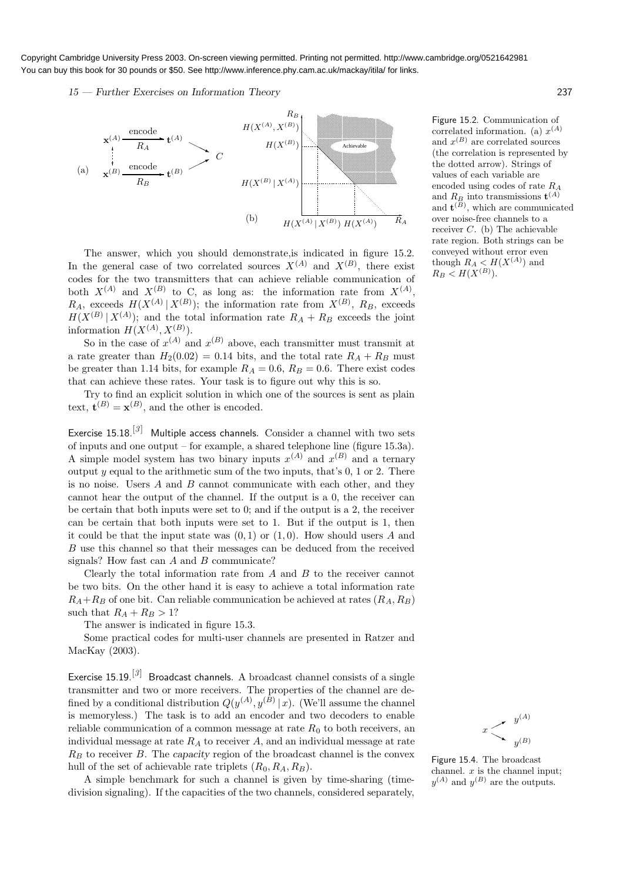Figure 15.2. Communication of correlated information. (a) $x^{(A)}$ and $x^{(B)}$ are correlated sources (the correlation is represented by the dotted arrow). Strings of values of each variable are encoded using codes of rate $R_A$ and $R_B$ into transmissions $\mathbf{t}^{(A)}$ and $\mathbf{t}^{(B)}$, which are communicated over noise-free channels to a receiver $C$. (b) The achievable rate region. Both strings can be conveyed without error even though $R_A < H(X^{(A)})$ and $R_B < H(X^{(B)})$.

The answer, which you should demonstrate,is indicated in figure 15.2. In the general case of two correlated sources $X^{(A)}$ and $X^{(B)}$, there exist codes for the two transmitters that can achieve reliable communication of both $X^{(A)}$ and $X^{(B)}$ to C, as long as: the information rate from $X^{(A)}$, $R_A$, exceeds $H(X^{(A)} \,|\, X^{(B)})$; the information rate from $X^{(B)}$, $R_B$, exceeds $H(X^{(B)} \,|\, X^{(A)})$; and the total information rate $R_A + R_B$ exceeds the joint information $H(X^{(A)}, X^{(B)})$.

So in the case of $x^{(A)}$ and $x^{(B)}$ above, each transmitter must transmit at a rate greater than $H_2(0.02) = 0.14$ bits, and the total rate $R_A + R_B$ must be greater than 1.14 bits, for example $R_A = 0.6$, $R_B = 0.6$. There exist codes that can achieve these rates. Your task is to figure out why this is so.

Try to find an explicit solution in which one of the sources is sent as plain text, $\mathbf{t}^{(B)} = \mathbf{x}^{(B)}$, and the other is encoded.

Exercise 15.18.[3] **Multiple access channels.** Consider a channel with two sets of inputs and one output – for example, a shared telephone line (figure 15.3a). A simple model system has two binary inputs $x^{(A)}$ and $x^{(B)}$ and a ternary output $y$ equal to the arithmetic sum of the two inputs, that's 0, 1 or 2. There is no noise. Users $A$ and $B$ cannot communicate with each other, and they cannot hear the output of the channel. If the output is a 0, the receiver can be certain that both inputs were set to 0; and if the output is a 2, the receiver can be certain that both inputs were set to 1. But if the output is 1, then it could be that the input state was $(0, 1)$ or $(1, 0)$. How should users $A$ and $B$ use this channel so that their messages can be deduced from the received signals? How fast can $A$ and $B$ communicate?

Clearly the total information rate from $A$ and $B$ to the receiver cannot be two bits. On the other hand it is easy to achieve a total information rate $R_A + R_B$ of one bit. Can reliable communication be achieved at rates $(R_A, R_B)$ such that $R_A + R_B > 1$?

The answer is indicated in figure 15.3.

Some practical codes for multi-user channels are presented in Ratzer and MacKay (2003).

Exercise 15.19.[3] **Broadcast channels.** A broadcast channel consists of a single transmitter and two or more receivers. The properties of the channel are defined by a conditional distribution $Q(y^{(A)}, y^{(B)} \,|\, x)$. (We'll assume the channel is memoryless.) The task is to add an encoder and two decoders to enable reliable communication of a common message at rate $R_0$ to both receivers, an individual message at rate $R_A$ to receiver $A$, and an individual message at rate $R_B$ to receiver $B$. The *capacity region* of the broadcast channel is the convex hull of the set of achievable rate triplets $(R_0, R_A, R_B)$.

A simple benchmark for such a channel is given by time-sharing (time-division signaling). If the capacities of the two channels, considered separately,

Figure 15.4. The broadcast channel. $x$ is the channel input; $y^{(A)}$ and $y^{(B)}$ are the outputs.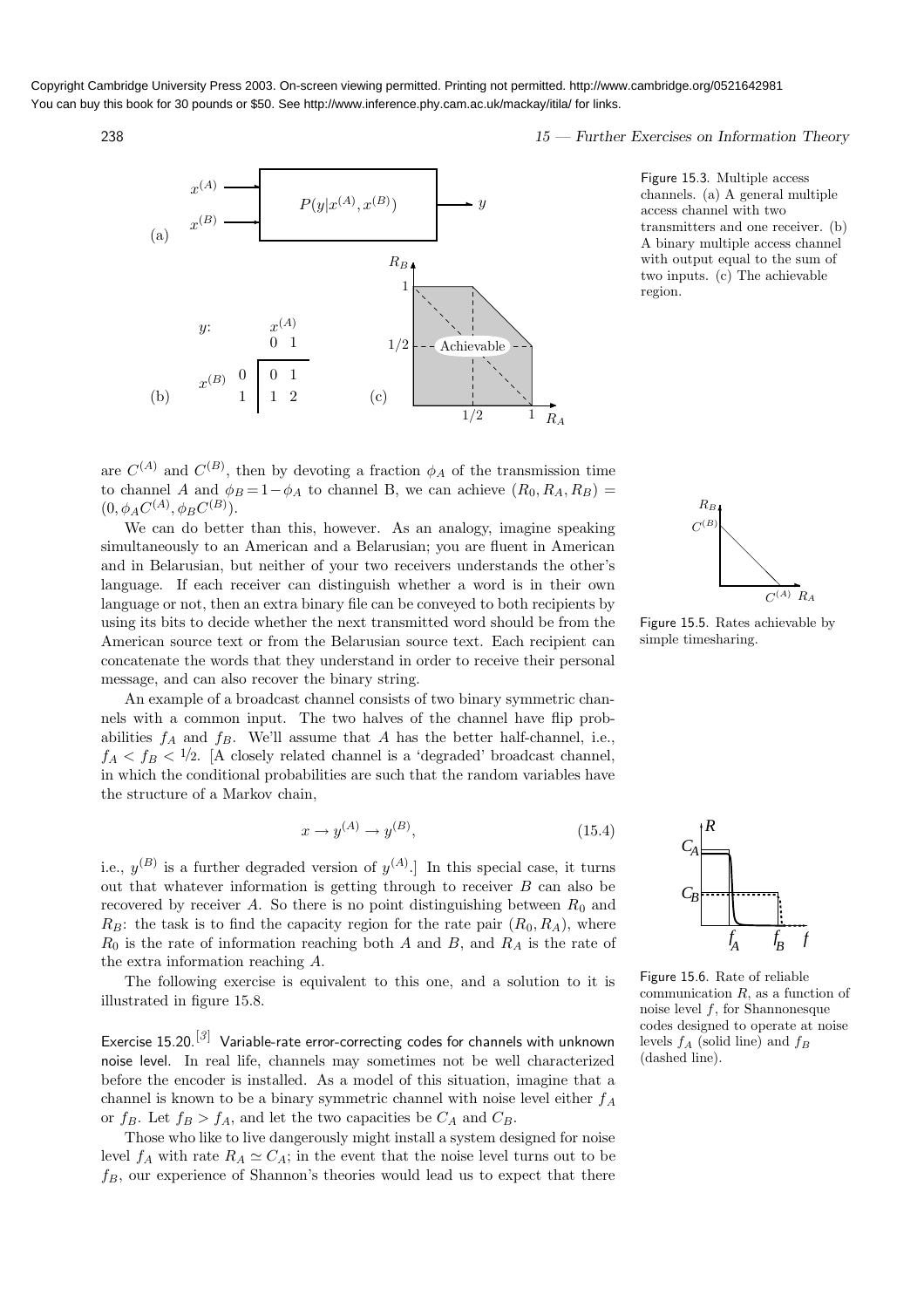Figure 15.3. Multiple access channels. (a) A general multiple access channel with two transmitters and one receiver. (b) A binary multiple access channel with output equal to the sum of two inputs. (c) The achievable region.

| $y$: | | $x^{(A)}$ 0 | $x^{(A)}$ 1 |
|---|---|---|---|
| $x^{(B)}$ | 0 | 0 | 1 |
| | 1 | 1 | 2 |

are $C^{(A)}$ and $C^{(B)}$, then by devoting a fraction $\phi_A$ of the transmission time to channel $A$ and $\phi_B = 1 - \phi_A$ to channel B, we can achieve $(R_0, R_A, R_B) = (0, \phi_A C^{(A)}, \phi_B C^{(B)})$.

Figure 15.5. Rates achievable by simple timesharing.

We can do better than this, however. As an analogy, imagine speaking simultaneously to an American and a Belarusian; you are fluent in American and in Belarusian, but neither of your two receivers understands the other's language. If each receiver can distinguish whether a word is in their own language or not, then an extra binary file can be conveyed to both recipients by using its bits to decide whether the next transmitted word should be from the American source text or from the Belarusian source text. Each recipient can concatenate the words that they understand in order to receive their personal message, and can also recover the binary string.

An example of a broadcast channel consists of two binary symmetric channels with a common input. The two halves of the channel have flip probabilities $f_A$ and $f_B$. We'll assume that $A$ has the better half-channel, i.e., $f_A < f_B < 1/2$. [A closely related channel is a 'degraded' broadcast channel, in which the conditional probabilities are such that the random variables have the structure of a Markov chain,

$$x \rightarrow y^{(A)} \rightarrow y^{(B)}, \tag{15.4}$$

i.e., $y^{(B)}$ is a further degraded version of $y^{(A)}$.] In this special case, it turns out that whatever information is getting through to receiver $B$ can also be recovered by receiver $A$. So there is no point distinguishing between $R_0$ and $R_B$: the task is to find the capacity region for the rate pair $(R_0, R_A)$, where $R_0$ is the rate of information reaching both $A$ and $B$, and $R_A$ is the rate of the extra information reaching $A$.

The following exercise is equivalent to this one, and a solution to it is illustrated in figure 15.8.

Figure 15.6. Rate of reliable communication $R$, as a function of noise level $f$, for Shannonesque codes designed to operate at noise levels $f_A$ (solid line) and $f_B$ (dashed line).

**Exercise 15.20.**[3] **Variable-rate error-correcting codes for channels with unknown noise level.** In real life, channels may sometimes not be well characterized before the encoder is installed. As a model of this situation, imagine that a channel is known to be a binary symmetric channel with noise level either $f_A$ or $f_B$. Let $f_B > f_A$, and let the two capacities be $C_A$ and $C_B$.

Those who like to live dangerously might install a system designed for noise level $f_A$ with rate $R_A \simeq C_A$; in the event that the noise level turns out to be $f_B$, our experience of Shannon's theories would lead us to expect that there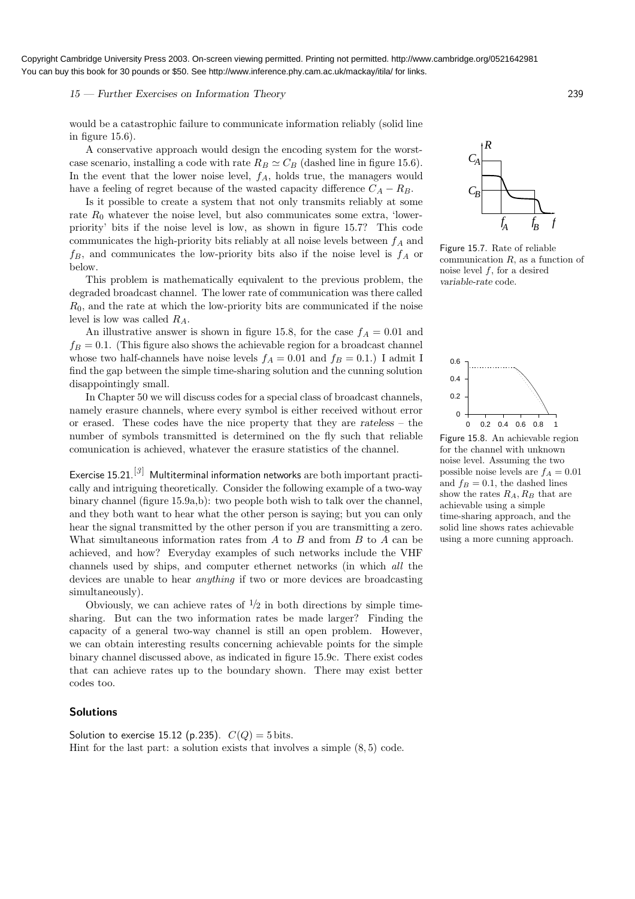would be a catastrophic failure to communicate information reliably (solid line in figure 15.6).

A conservative approach would design the encoding system for the worst-case scenario, installing a code with rate $R_B \simeq C_B$ (dashed line in figure 15.6). In the event that the lower noise level, $f_A$, holds true, the managers would have a feeling of regret because of the wasted capacity difference $C_A - R_B$.

Is it possible to create a system that not only transmits reliably at some rate $R_0$ whatever the noise level, but also communicates some extra, 'lower-priority' bits if the noise level is low, as shown in figure 15.7? This code communicates the high-priority bits reliably at all noise levels between $f_A$ and $f_B$, and communicates the low-priority bits also if the noise level is $f_A$ or below.

R
$C_A$
$C_B$
$f_A$ $f_B$ $f$

Figure 15.7. Rate of reliable communication $R$, as a function of noise level $f$, for a desired *variable-rate* code.

This problem is mathematically equivalent to the previous problem, the degraded broadcast channel. The lower rate of communication was there called $R_0$, and the rate at which the low-priority bits are communicated if the noise level is low was called $R_A$.

An illustrative answer is shown in figure 15.8, for the case $f_A = 0.01$ and $f_B = 0.1$. (This figure also shows the achievable region for a broadcast channel whose two half-channels have noise levels $f_A = 0.01$ and $f_B = 0.1$.) I admit I find the gap between the simple time-sharing solution and the cunning solution disappointingly small.

0.6
0.4
0.2
0
0 0.2 0.4 0.6 0.8 1

Figure 15.8. An achievable region for the channel with unknown noise level. Assuming the two possible noise levels are $f_A = 0.01$ and $f_B = 0.1$, the dashed lines show the rates $R_A, R_B$ that are achievable using a simple time-sharing approach, and the solid line shows rates achievable using a more cunning approach.

In Chapter 50 we will discuss codes for a special class of broadcast channels, namely erasure channels, where every symbol is either received without error or erased. These codes have the nice property that they are *rateless* – the number of symbols transmitted is determined on the fly such that reliable comunication is achieved, whatever the erasure statistics of the channel.

Exercise 15.21.[3] Multiterminal information networks are both important practically and intriguing theoretically. Consider the following example of a two-way binary channel (figure 15.9a,b): two people both wish to talk over the channel, and they both want to hear what the other person is saying; but you can only hear the signal transmitted by the other person if you are transmitting a zero. What simultaneous information rates from $A$ to $B$ and from $B$ to $A$ can be achieved, and how? Everyday examples of such networks include the VHF channels used by ships, and computer ethernet networks (in which *all* the devices are unable to hear *anything* if two or more devices are broadcasting simultaneously).

Obviously, we can achieve rates of $1/2$ in both directions by simple time-sharing. But can the two information rates be made larger? Finding the capacity of a general two-way channel is still an open problem. However, we can obtain interesting results concerning achievable points for the simple binary channel discussed above, as indicated in figure 15.9c. There exist codes that can achieve rates up to the boundary shown. There may exist better codes too.

## Solutions

Solution to exercise 15.12 (p.235). $C(Q) = 5$ bits.
Hint for the last part: a solution exists that involves a simple $(8, 5)$ code.